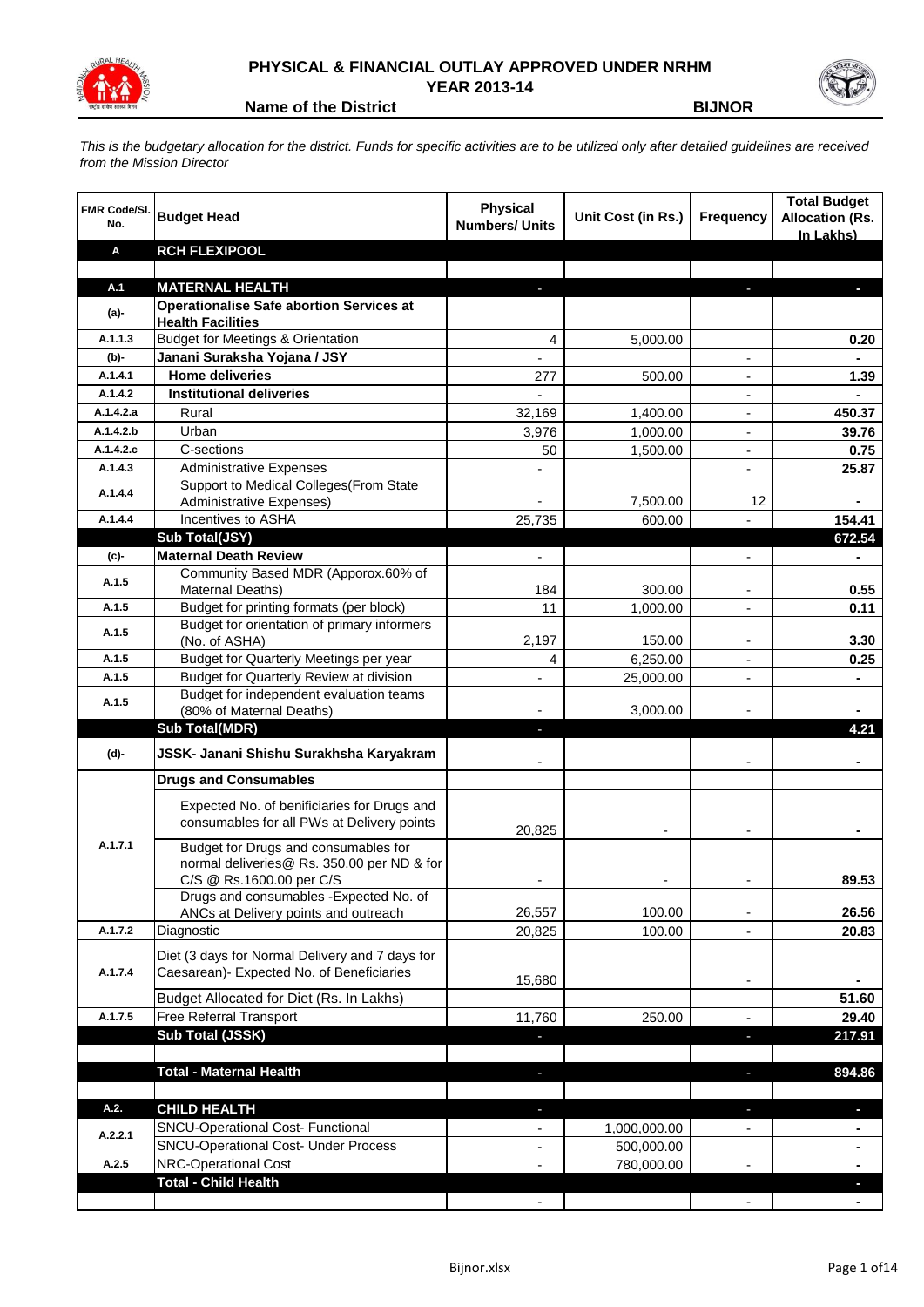# PHYSICAL & FINANCIAL OUTLAY APPROVED UNDER NRHM
## YEAR 2013-14

**Name of the District** **BIJNOR**

*This is the budgetary allocation for the district. Funds for specific activities are to be utilized only after detailed guidelines are received from the Mission Director*

| FMR Code/Sl. No. | Budget Head | Physical Numbers/ Units | Unit Cost (in Rs.) | Frequency | Total Budget Allocation (Rs. In Lakhs) |
|---|---|---|---|---|---|
| **A** | **RCH FLEXIPOOL** | | | | |
| | | | | | |
| **A.1** | **MATERNAL HEALTH** | - | | - | - |
| **(a)-** | **Operationalise Safe abortion Services at Health Facilities** | | | | |
| A.1.1.3 | Budget for Meetings & Orientation | 4 | 5,000.00 | | 0.20 |
| **(b)-** | **Janani Suraksha Yojana / JSY** | - | | - | - |
| A.1.4.1 | **Home deliveries** | 277 | 500.00 | - | 1.39 |
| A.1.4.2 | **Institutional deliveries** | - | | - | - |
| A.1.4.2.a | Rural | 32,169 | 1,400.00 | - | 450.37 |
| A.1.4.2.b | Urban | 3,976 | 1,000.00 | - | 39.76 |
| A.1.4.2.c | C-sections | 50 | 1,500.00 | - | 0.75 |
| A.1.4.3 | Administrative Expenses | - | | - | 25.87 |
| A.1.4.4 | Support to Medical Colleges(From State Administrative Expenses) | - | 7,500.00 | 12 | - |
| A.1.4.4 | Incentives to ASHA | 25,735 | 600.00 | - | 154.41 |
| | **Sub Total(JSY)** | | | | **672.54** |
| **(c)-** | **Maternal Death Review** | - | | - | - |
| A.1.5 | Community Based MDR (Apporox.60% of Maternal Deaths) | 184 | 300.00 | - | 0.55 |
| A.1.5 | Budget for printing formats (per block) | 11 | 1,000.00 | - | 0.11 |
| A.1.5 | Budget for orientation of primary informers (No. of ASHA) | 2,197 | 150.00 | - | 3.30 |
| A.1.5 | Budget for Quarterly Meetings per year | 4 | 6,250.00 | - | 0.25 |
| A.1.5 | Budget for Quarterly Review at division | - | 25,000.00 | - | - |
| A.1.5 | Budget for independent evaluation teams (80% of Maternal Deaths) | - | 3,000.00 | - | - |
| | **Sub Total(MDR)** | - | | | **4.21** |
| **(d)-** | **JSSK- Janani Shishu Surakhsha Karyakram** | - | | - | - |
| | **Drugs and Consumables** | | | | |
| A.1.7.1 | Expected No. of benificiaries for Drugs and consumables for all PWs at Delivery points | 20,825 | - | - | - |
| | Budget for Drugs and consumables for normal deliveries@ Rs. 350.00 per ND & for C/S @ Rs.1600.00 per C/S | - | - | - | 89.53 |
| | Drugs and consumables -Expected No. of ANCs at Delivery points and outreach | 26,557 | 100.00 | - | 26.56 |
| A.1.7.2 | Diagnostic | 20,825 | 100.00 | - | 20.83 |
| A.1.7.4 | Diet (3 days for Normal Delivery and 7 days for Caesarean)- Expected No. of Beneficiaries | 15,680 | | - | - |
| | Budget Allocated for Diet (Rs. In Lakhs) | | | | 51.60 |
| A.1.7.5 | Free Referral Transport | 11,760 | 250.00 | - | 29.40 |
| | **Sub Total (JSSK)** | - | | - | **217.91** |
| | | | | | |
| | **Total - Maternal Health** | - | | - | **894.86** |
| | | | | | |
| **A.2.** | **CHILD HEALTH** | - | | - | - |
| A.2.2.1 | SNCU-Operational Cost- Functional | - | 1,000,000.00 | - | - |
| | SNCU-Operational Cost- Under Process | - | 500,000.00 | | - |
| A.2.5 | NRC-Operational Cost | - | 780,000.00 | - | - |
| | **Total - Child Health** | | | | - |
| | | - | | - | - |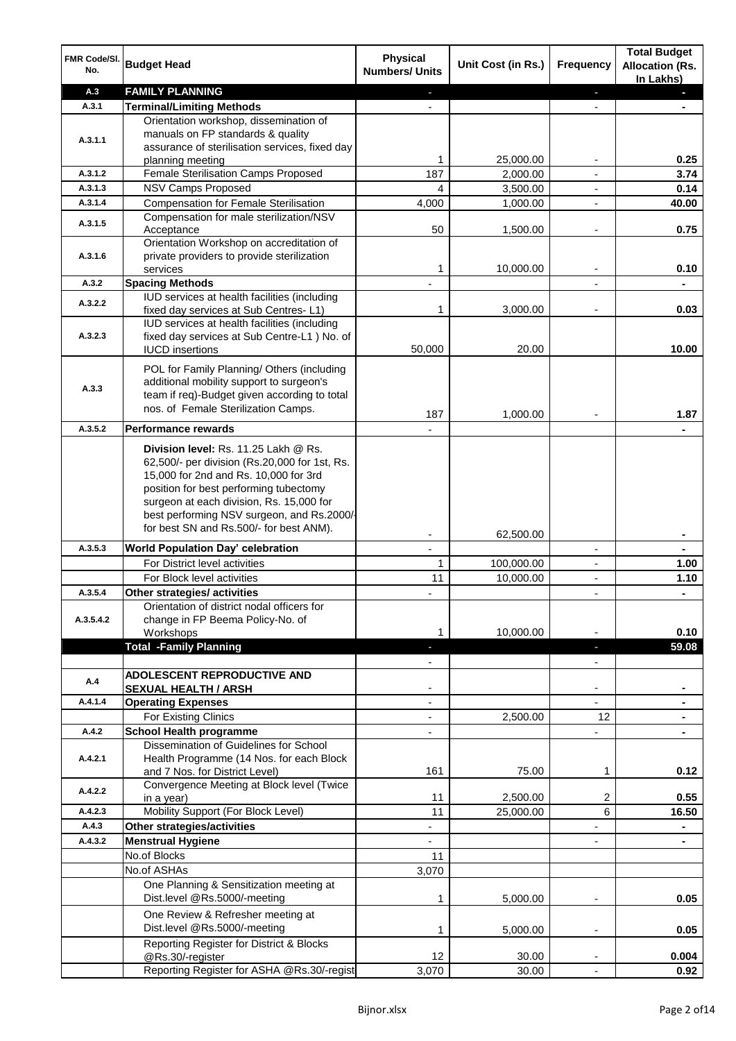| FMR Code/Sl. No. | Budget Head | Physical Numbers/ Units | Unit Cost (in Rs.) | Frequency | Total Budget Allocation (Rs. In Lakhs) |
|---|---|---|---|---|---|
| A.3 | **FAMILY PLANNING** | - | | - | - |
| A.3.1 | **Terminal/Limiting Methods** | - | | - | - |
| A.3.1.1 | Orientation workshop, dissemination of manuals on FP standards & quality assurance of sterilisation services, fixed day planning meeting | 1 | 25,000.00 | - | **0.25** |
| A.3.1.2 | Female Sterilisation Camps Proposed | 187 | 2,000.00 | - | **3.74** |
| A.3.1.3 | NSV Camps Proposed | 4 | 3,500.00 | - | **0.14** |
| A.3.1.4 | Compensation for Female Sterilisation | 4,000 | 1,000.00 | - | **40.00** |
| A.3.1.5 | Compensation for male sterilization/NSV Acceptance | 50 | 1,500.00 | - | **0.75** |
| A.3.1.6 | Orientation Workshop on accreditation of private providers to provide sterilization services | 1 | 10,000.00 | - | **0.10** |
| A.3.2 | **Spacing Methods** | - | | - | - |
| A.3.2.2 | IUD services at health facilities (including fixed day services at Sub Centres- L1) | 1 | 3,000.00 | - | **0.03** |
| A.3.2.3 | IUD services at health facilities (including fixed day services at Sub Centre-L1 ) No. of IUCD insertions | 50,000 | 20.00 | | **10.00** |
| A.3.3 | POL for Family Planning/ Others (including additional mobility support to surgeon's team if req)-Budget given according to total nos. of Female Sterilization Camps. | 187 | 1,000.00 | - | **1.87** |
| A.3.5.2 | **Performance rewards** | - | | | - |
| | **Division level:** Rs. 11.25 Lakh @ Rs. 62,500/- per division (Rs.20,000 for 1st, Rs. 15,000 for 2nd and Rs. 10,000 for 3rd position for best performing tubectomy surgeon at each division, Rs. 15,000 for best performing NSV surgeon, and Rs.2000/- for best SN and Rs.500/- for best ANM). | - | 62,500.00 | | - |
| A.3.5.3 | **World Population Day' celebration** | - | | - | - |
| | For District level activities | 1 | 100,000.00 | - | **1.00** |
| | For Block level activities | 11 | 10,000.00 | - | **1.10** |
| A.3.5.4 | **Other strategies/ activities** | - | | - | - |
| A.3.5.4.2 | Orientation of district nodal officers for change in FP Beema Policy-No. of Workshops | 1 | 10,000.00 | - | **0.10** |
| | **Total -Family Planning** | - | | - | **59.08** |
| | | - | | - | |
| A.4 | **ADOLESCENT REPRODUCTIVE AND SEXUAL HEALTH / ARSH** | - | | - | - |
| A.4.1.4 | **Operating Expenses** | - | | - | - |
| | For Existing Clinics | - | 2,500.00 | 12 | - |
| A.4.2 | **School Health programme** | - | | - | - |
| A.4.2.1 | Dissemination of Guidelines for School Health Programme (14 Nos. for each Block and 7 Nos. for District Level) | 161 | 75.00 | 1 | **0.12** |
| A.4.2.2 | Convergence Meeting at Block level (Twice in a year) | 11 | 2,500.00 | 2 | **0.55** |
| A.4.2.3 | Mobility Support (For Block Level) | 11 | 25,000.00 | 6 | **16.50** |
| A.4.3 | **Other strategies/activities** | - | | - | - |
| A.4.3.2 | **Menstrual Hygiene** | - | | - | - |
| | No.of Blocks | 11 | | | |
| | No.of ASHAs | 3,070 | | | |
| | One Planning & Sensitization meeting at Dist.level @Rs.5000/-meeting | 1 | 5,000.00 | - | **0.05** |
| | One Review & Refresher meeting at Dist.level @Rs.5000/-meeting | 1 | 5,000.00 | - | **0.05** |
| | Reporting Register for District & Blocks @Rs.30/-register | 12 | 30.00 | - | **0.004** |
| | Reporting Register for ASHA @Rs.30/-regist | 3,070 | 30.00 | - | **0.92** |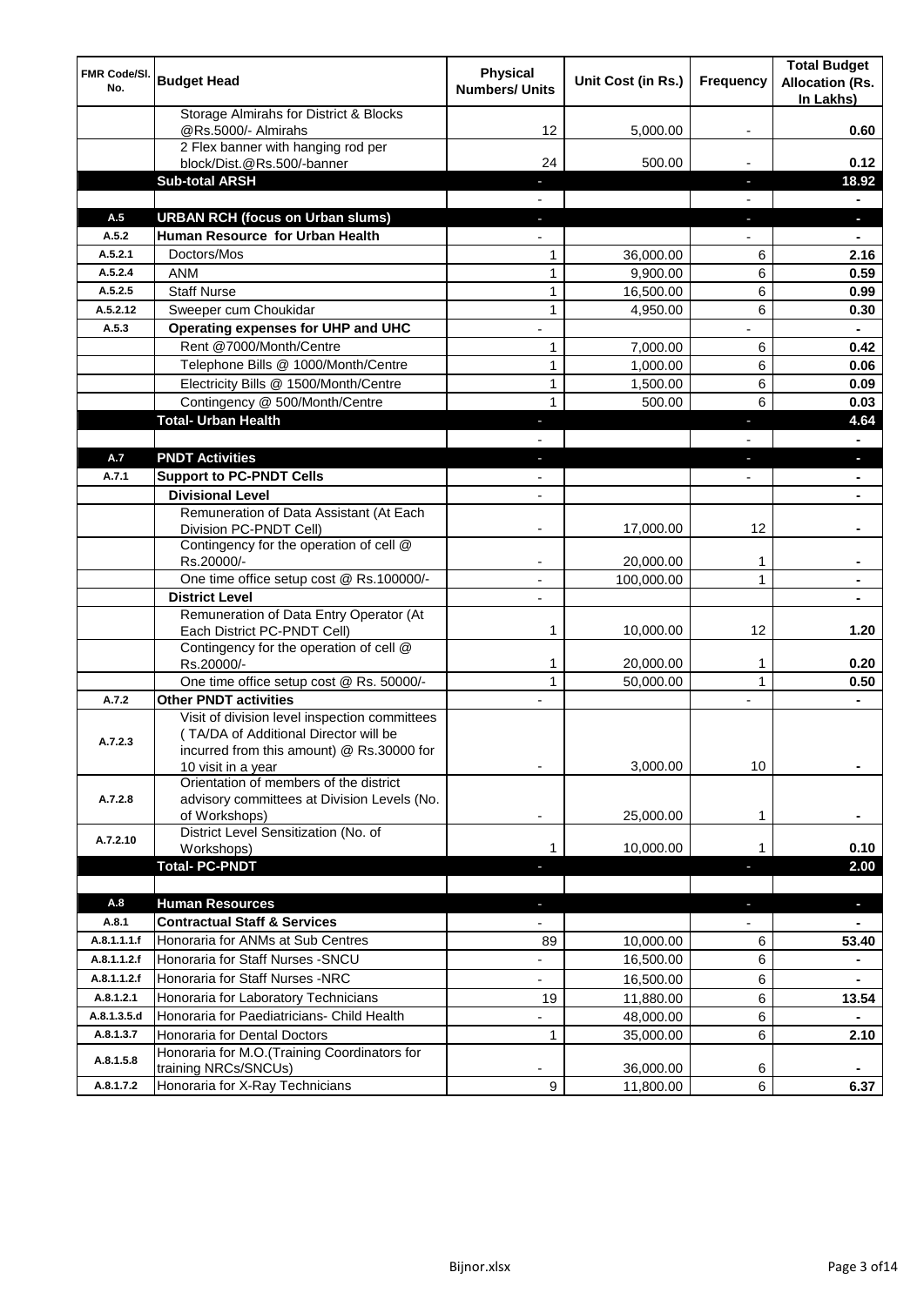| FMR Code/Sl. No. | Budget Head | Physical Numbers/ Units | Unit Cost (in Rs.) | Frequency | Total Budget Allocation (Rs. In Lakhs) |
|---|---|---|---|---|---|
| | Storage Almirahs for District & Blocks @Rs.5000/- Almirahs | 12 | 5,000.00 | - | 0.60 |
| | 2 Flex banner with hanging rod per block/Dist.@Rs.500/-banner | 24 | 500.00 | - | 0.12 |
| | **Sub-total ARSH** | - | | - | **18.92** |
| | | - | | - | - |
| **A.5** | **URBAN RCH (focus on Urban slums)** | - | | - | - |
| **A.5.2** | **Human Resource for Urban Health** | - | | - | - |
| A.5.2.1 | Doctors/Mos | 1 | 36,000.00 | 6 | **2.16** |
| A.5.2.4 | ANM | 1 | 9,900.00 | 6 | **0.59** |
| A.5.2.5 | Staff Nurse | 1 | 16,500.00 | 6 | **0.99** |
| A.5.2.12 | Sweeper cum Choukidar | 1 | 4,950.00 | 6 | **0.30** |
| **A.5.3** | **Operating expenses for UHP and UHC** | - | | - | - |
| | Rent @7000/Month/Centre | 1 | 7,000.00 | 6 | **0.42** |
| | Telephone Bills @ 1000/Month/Centre | 1 | 1,000.00 | 6 | **0.06** |
| | Electricity Bills @ 1500/Month/Centre | 1 | 1,500.00 | 6 | **0.09** |
| | Contingency @ 500/Month/Centre | 1 | 500.00 | 6 | **0.03** |
| | **Total- Urban Health** | - | | - | **4.64** |
| | | - | | - | - |
| **A.7** | **PNDT Activities** | - | | - | - |
| **A.7.1** | **Support to PC-PNDT Cells** | - | | - | - |
| | **Divisional Level** | - | | | - |
| | Remuneration of Data Assistant (At Each Division PC-PNDT Cell) | - | 17,000.00 | 12 | - |
| | Contingency for the operation of cell @ Rs.20000/- | - | 20,000.00 | 1 | - |
| | One time office setup cost @ Rs.100000/- | - | 100,000.00 | 1 | - |
| | **District Level** | - | | | - |
| | Remuneration of Data Entry Operator (At Each District PC-PNDT Cell) | 1 | 10,000.00 | 12 | **1.20** |
| | Contingency for the operation of cell @ Rs.20000/- | 1 | 20,000.00 | 1 | **0.20** |
| | One time office setup cost @ Rs. 50000/- | 1 | 50,000.00 | 1 | **0.50** |
| **A.7.2** | **Other PNDT activities** | - | | - | - |
| A.7.2.3 | Visit of division level inspection committees ( TA/DA of Additional Director will be incurred from this amount) @ Rs.30000 for 10 visit in a year | - | 3,000.00 | 10 | - |
| A.7.2.8 | Orientation of members of the district advisory committees at Division Levels (No. of Workshops) | - | 25,000.00 | 1 | - |
| A.7.2.10 | District Level Sensitization (No. of Workshops) | 1 | 10,000.00 | 1 | **0.10** |
| | **Total- PC-PNDT** | - | | - | **2.00** |
| | | | | | |
| **A.8** | **Human Resources** | - | | - | - |
| **A.8.1** | **Contractual Staff & Services** | - | | - | - |
| A.8.1.1.1.f | Honoraria for ANMs at Sub Centres | 89 | 10,000.00 | 6 | **53.40** |
| A.8.1.1.2.f | Honoraria for Staff Nurses -SNCU | - | 16,500.00 | 6 | - |
| A.8.1.1.2.f | Honoraria for Staff Nurses -NRC | - | 16,500.00 | 6 | - |
| A.8.1.2.1 | Honoraria for Laboratory Technicians | 19 | 11,880.00 | 6 | **13.54** |
| A.8.1.3.5.d | Honoraria for Paediatricians- Child Health | - | 48,000.00 | 6 | - |
| A.8.1.3.7 | Honoraria for Dental Doctors | 1 | 35,000.00 | 6 | **2.10** |
| A.8.1.5.8 | Honoraria for M.O.(Training Coordinators for training NRCs/SNCUs) | - | 36,000.00 | 6 | - |
| A.8.1.7.2 | Honoraria for X-Ray Technicians | 9 | 11,800.00 | 6 | **6.37** |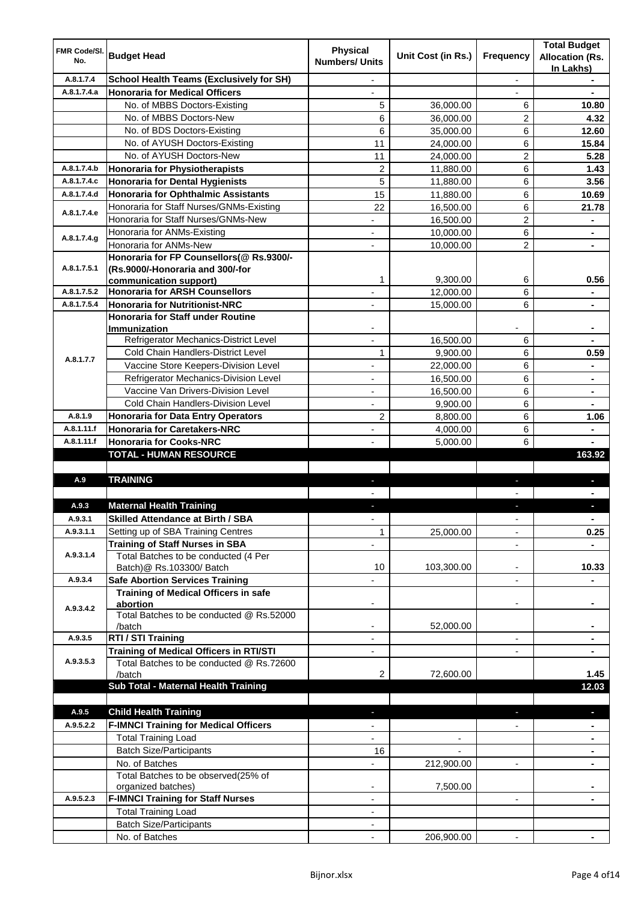| FMR Code/Sl. No. | Budget Head | Physical Numbers/ Units | Unit Cost (in Rs.) | Frequency | Total Budget Allocation (Rs. In Lakhs) |
|---|---|---|---|---|---|
| A.8.1.7.4 | **School Health Teams (Exclusively for SH)** | - | | - | - |
| A.8.1.7.4.a | **Honoraria for Medical Officers** | - | | - | - |
| | No. of MBBS Doctors-Existing | 5 | 36,000.00 | 6 | **10.80** |
| | No. of MBBS Doctors-New | 6 | 36,000.00 | 2 | **4.32** |
| | No. of BDS Doctors-Existing | 6 | 35,000.00 | 6 | **12.60** |
| | No. of AYUSH Doctors-Existing | 11 | 24,000.00 | 6 | **15.84** |
| | No. of AYUSH Doctors-New | 11 | 24,000.00 | 2 | **5.28** |
| A.8.1.7.4.b | **Honoraria for Physiotherapists** | 2 | 11,880.00 | 6 | **1.43** |
| A.8.1.7.4.c | **Honoraria for Dental Hygienists** | 5 | 11,880.00 | 6 | **3.56** |
| A.8.1.7.4.d | **Honoraria for Ophthalmic Assistants** | 15 | 11,880.00 | 6 | **10.69** |
| A.8.1.7.4.e | Honoraria for Staff Nurses/GNMs-Existing | 22 | 16,500.00 | 6 | **21.78** |
| | Honoraria for Staff Nurses/GNMs-New | - | 16,500.00 | 2 | - |
| A.8.1.7.4.g | Honoraria for ANMs-Existing | - | 10,000.00 | 6 | - |
| | Honoraria for ANMs-New | - | 10,000.00 | 2 | - |
| A.8.1.7.5.1 | **Honoraria for FP Counsellors(@ Rs.9300/- (Rs.9000/-Honoraria and 300/-for communication support)** | 1 | 9,300.00 | 6 | **0.56** |
| A.8.1.7.5.2 | **Honoraria for ARSH Counsellors** | - | 12,000.00 | 6 | - |
| A.8.1.7.5.4 | **Honoraria for Nutritionist-NRC** | - | 15,000.00 | 6 | - |
| A.8.1.7.7 | **Honoraria for Staff under Routine Immunization** | - | | - | - |
| | Refrigerator Mechanics-District Level | - | 16,500.00 | 6 | - |
| | Cold Chain Handlers-District Level | 1 | 9,900.00 | 6 | **0.59** |
| | Vaccine Store Keepers-Division Level | - | 22,000.00 | 6 | - |
| | Refrigerator Mechanics-Division Level | - | 16,500.00 | 6 | - |
| | Vaccine Van Drivers-Division Level | - | 16,500.00 | 6 | - |
| | Cold Chain Handlers-Division Level | - | 9,900.00 | 6 | - |
| A.8.1.9 | **Honoraria for Data Entry Operators** | 2 | 8,800.00 | 6 | **1.06** |
| A.8.1.11.f | **Honoraria for Caretakers-NRC** | - | 4,000.00 | 6 | - |
| A.8.1.11.f | **Honoraria for Cooks-NRC** | - | 5,000.00 | 6 | - |
| | **TOTAL - HUMAN RESOURCE** | | | | **163.92** |
| | | | | | |
| A.9 | **TRAINING** | - | | - | - |
| | | - | | - | - |
| A.9.3 | **Maternal Health Training** | - | | - | - |
| A.9.3.1 | **Skilled Attendance at Birth / SBA** | - | | - | - |
| A.9.3.1.1 | Setting up of SBA Training Centres | 1 | 25,000.00 | - | **0.25** |
| A.9.3.1.4 | **Training of Staff Nurses in SBA** | - | | - | - |
| | Total Batches to be conducted (4 Per Batch)@ Rs.103300/ Batch | 10 | 103,300.00 | - | **10.33** |
| A.9.3.4 | **Safe Abortion Services Training** | - | | - | - |
| A.9.3.4.2 | **Training of Medical Officers in safe abortion** | - | | - | - |
| | Total Batches to be conducted @ Rs.52000 /batch | - | 52,000.00 | | - |
| A.9.3.5 | **RTI / STI Training** | - | | - | - |
| A.9.3.5.3 | **Training of Medical Officers in RTI/STI** | - | | - | - |
| | Total Batches to be conducted @ Rs.72600 /batch | 2 | 72,600.00 | | **1.45** |
| | **Sub Total - Maternal Health Training** | | | | **12.03** |
| | | | | | |
| A.9.5 | **Child Health Training** | - | | - | - |
| A.9.5.2.2 | **F-IMNCI Training for Medical Officers** | - | | - | - |
| | Total Training Load | - | - | | - |
| | Batch Size/Participants | 16 | - | | - |
| | No. of Batches | - | 212,900.00 | - | - |
| | Total Batches to be observed(25% of organized batches) | - | 7,500.00 | | - |
| A.9.5.2.3 | **F-IMNCI Training for Staff Nurses** | - | | - | - |
| | Total Training Load | - | | | |
| | Batch Size/Participants | - | | | |
| | No. of Batches | - | 206,900.00 | - | - |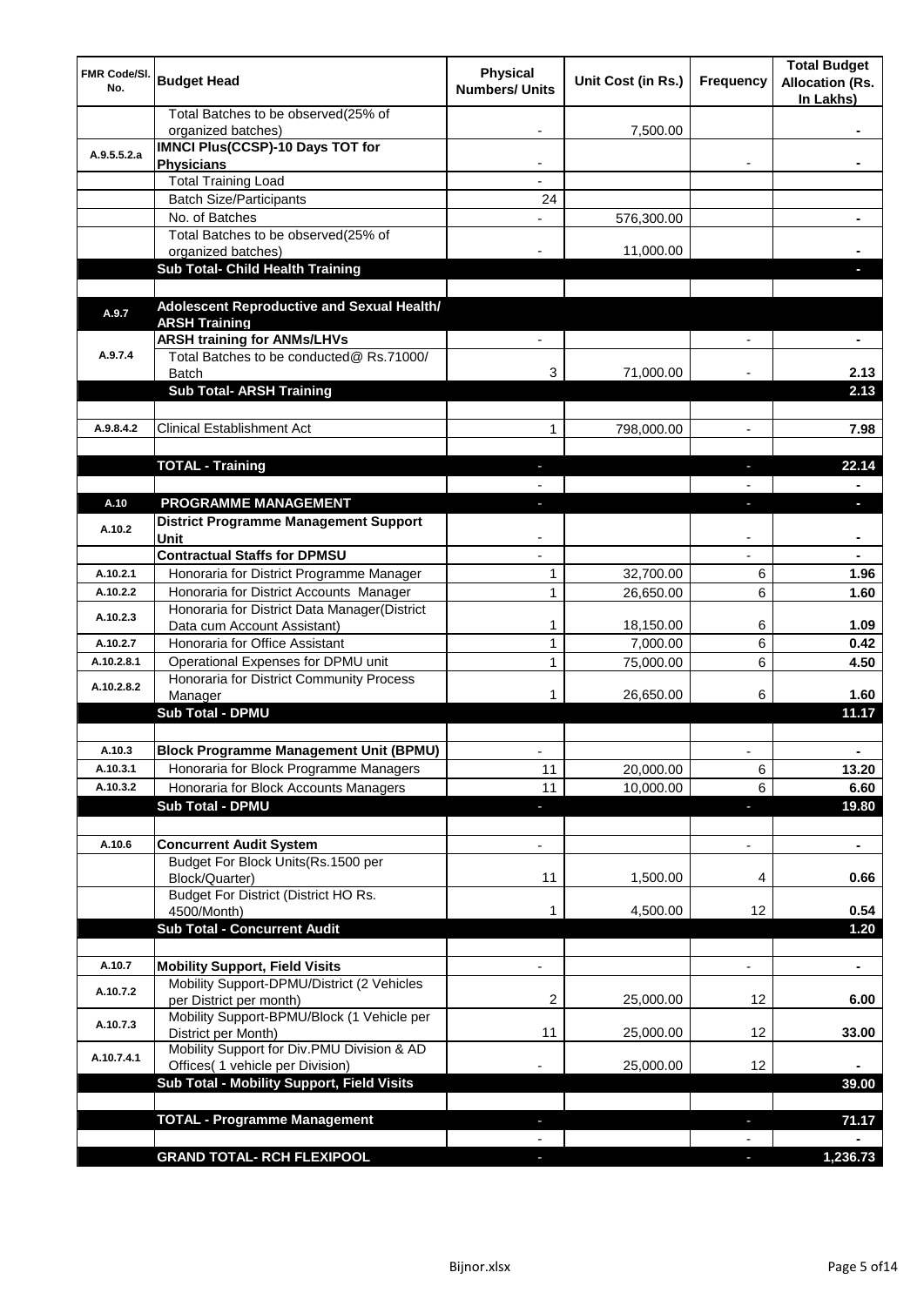| FMR Code/Sl. No. | Budget Head | Physical Numbers/ Units | Unit Cost (in Rs.) | Frequency | Total Budget Allocation (Rs. In Lakhs) |
|---|---|---|---|---|---|
| | Total Batches to be observed(25% of organized batches) | - | 7,500.00 | | - |
| A.9.5.5.2.a | **IMNCI Plus(CCSP)-10 Days TOT for Physicians** | - | | - | - |
| | Total Training Load | - | | | |
| | Batch Size/Participants | 24 | | | |
| | No. of Batches | - | 576,300.00 | | - |
| | Total Batches to be observed(25% of organized batches) | - | 11,000.00 | | - |
| | **Sub Total- Child Health Training** | | | | - |
| | | | | | |
| A.9.7 | **Adolescent Reproductive and Sexual Health/ ARSH Training** | | | | |
| A.9.7.4 | **ARSH training for ANMs/LHVs** | - | | - | - |
| | Total Batches to be conducted@ Rs.71000/ Batch | 3 | 71,000.00 | - | 2.13 |
| | **Sub Total- ARSH Training** | | | | **2.13** |
| | | | | | |
| A.9.8.4.2 | Clinical Establishment Act | 1 | 798,000.00 | - | 7.98 |
| | | | | | |
| | **TOTAL - Training** | - | | - | **22.14** |
| | | - | | - | - |
| A.10 | **PROGRAMME MANAGEMENT** | - | | - | - |
| A.10.2 | **District Programme Management Support Unit** | - | | - | - |
| | **Contractual Staffs for DPMSU** | - | | - | - |
| A.10.2.1 | Honoraria for District Programme Manager | 1 | 32,700.00 | 6 | 1.96 |
| A.10.2.2 | Honoraria for District Accounts Manager | 1 | 26,650.00 | 6 | 1.60 |
| A.10.2.3 | Honoraria for District Data Manager(District Data cum Account Assistant) | 1 | 18,150.00 | 6 | 1.09 |
| A.10.2.7 | Honoraria for Office Assistant | 1 | 7,000.00 | 6 | 0.42 |
| A.10.2.8.1 | Operational Expenses for DPMU unit | 1 | 75,000.00 | 6 | 4.50 |
| A.10.2.8.2 | Honoraria for District Community Process Manager | 1 | 26,650.00 | 6 | 1.60 |
| | **Sub Total - DPMU** | | | | **11.17** |
| | | | | | |
| A.10.3 | **Block Programme Management Unit (BPMU)** | - | | - | - |
| A.10.3.1 | Honoraria for Block Programme Managers | 11 | 20,000.00 | 6 | 13.20 |
| A.10.3.2 | Honoraria for Block Accounts Managers | 11 | 10,000.00 | 6 | 6.60 |
| | **Sub Total - DPMU** | - | | - | **19.80** |
| | | | | | |
| A.10.6 | **Concurrent Audit System** | - | | - | - |
| | Budget For Block Units(Rs.1500 per Block/Quarter) | 11 | 1,500.00 | 4 | 0.66 |
| | Budget For District (District HO Rs. 4500/Month) | 1 | 4,500.00 | 12 | 0.54 |
| | **Sub Total - Concurrent Audit** | | | | **1.20** |
| | | | | | |
| A.10.7 | **Mobility Support, Field Visits** | - | | - | - |
| A.10.7.2 | Mobility Support-DPMU/District (2 Vehicles per District per month) | 2 | 25,000.00 | 12 | 6.00 |
| A.10.7.3 | Mobility Support-BPMU/Block (1 Vehicle per District per Month) | 11 | 25,000.00 | 12 | 33.00 |
| A.10.7.4.1 | Mobility Support for Div.PMU Division & AD Offices( 1 vehicle per Division) | - | 25,000.00 | 12 | - |
| | **Sub Total - Mobility Support, Field Visits** | | | | **39.00** |
| | | | | | |
| | **TOTAL - Programme Management** | - | | - | **71.17** |
| | | - | | - | - |
| | **GRAND TOTAL- RCH FLEXIPOOL** | - | | - | **1,236.73** |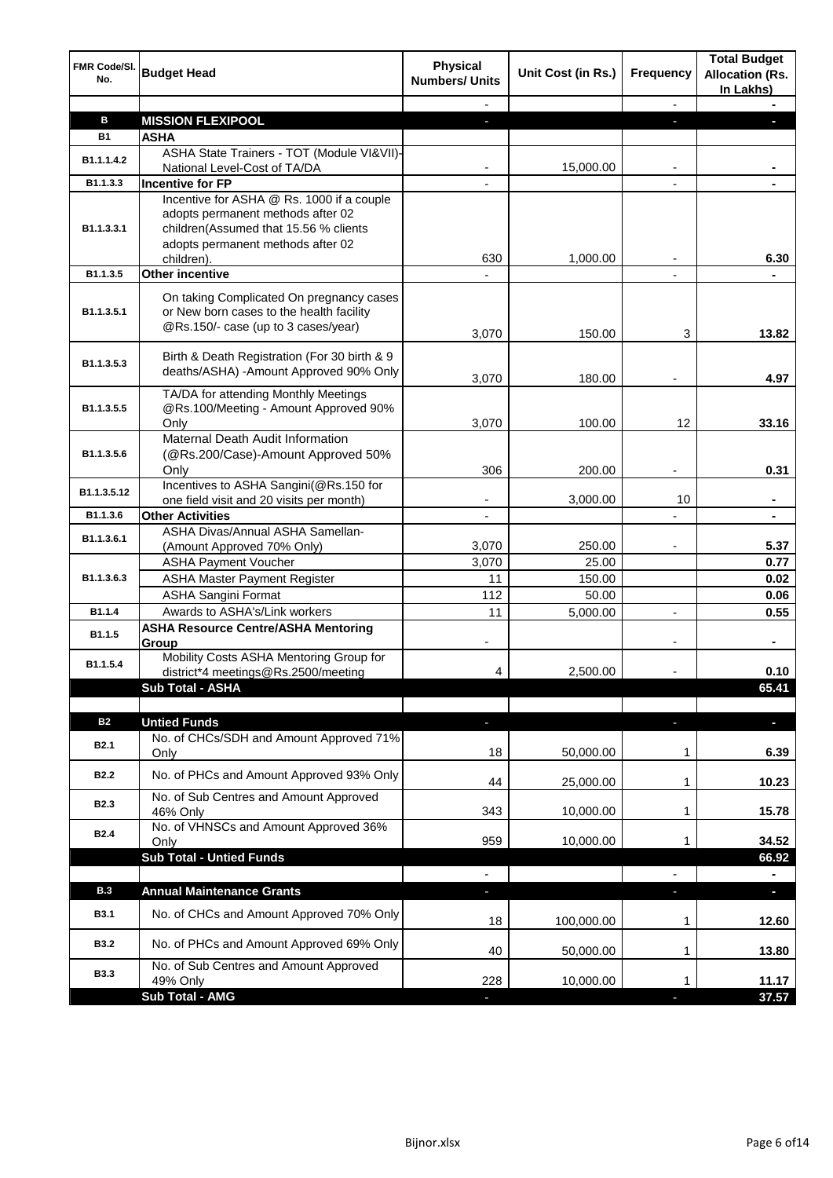| FMR Code/Sl. No. | Budget Head | Physical Numbers/ Units | Unit Cost (in Rs.) | Frequency | Total Budget Allocation (Rs. In Lakhs) |
|---|---|---|---|---|---|
| | | - | | - | - |
| **B** | **MISSION FLEXIPOOL** | - | | - | - |
| **B1** | **ASHA** | | | | |
| B1.1.1.4.2 | ASHA State Trainers - TOT (Module VI&VII)-National Level-Cost of TA/DA | - | 15,000.00 | - | - |
| B1.1.3.3 | **Incentive for FP** | - | | - | - |
| B1.1.3.3.1 | Incentive for ASHA @ Rs. 1000 if a couple adopts permanent methods after 02 children(Assumed that 15.56 % clients adopts permanent methods after 02 children). | 630 | 1,000.00 | - | 6.30 |
| B1.1.3.5 | **Other incentive** | - | | - | - |
| B1.1.3.5.1 | On taking Complicated On pregnancy cases or New born cases to the health facility @Rs.150/- case (up to 3 cases/year) | 3,070 | 150.00 | 3 | 13.82 |
| B1.1.3.5.3 | Birth & Death Registration (For 30 birth & 9 deaths/ASHA) -Amount Approved 90% Only | 3,070 | 180.00 | - | 4.97 |
| B1.1.3.5.5 | TA/DA for attending Monthly Meetings @Rs.100/Meeting - Amount Approved 90% Only | 3,070 | 100.00 | 12 | 33.16 |
| B1.1.3.5.6 | Maternal Death Audit Information (@Rs.200/Case)-Amount Approved 50% Only | 306 | 200.00 | - | 0.31 |
| B1.1.3.5.12 | Incentives to ASHA Sangini(@Rs.150 for one field visit and 20 visits per month) | - | 3,000.00 | 10 | - |
| B1.1.3.6 | **Other Activities** | - | | - | - |
| B1.1.3.6.1 | ASHA Divas/Annual ASHA Samellan-(Amount Approved 70% Only) | 3,070 | 250.00 | - | 5.37 |
| B1.1.3.6.3 | ASHA Payment Voucher | 3,070 | 25.00 | | 0.77 |
| | ASHA Master Payment Register | 11 | 150.00 | | 0.02 |
| | ASHA Sangini Format | 112 | 50.00 | | 0.06 |
| B1.1.4 | Awards to ASHA's/Link workers | 11 | 5,000.00 | - | 0.55 |
| B1.1.5 | **ASHA Resource Centre/ASHA Mentoring Group** | - | | - | - |
| B1.1.5.4 | Mobility Costs ASHA Mentoring Group for district*4 meetings@Rs.2500/meeting | 4 | 2,500.00 | - | 0.10 |
| | **Sub Total - ASHA** | | | | **65.41** |
| | | | | | |
| **B2** | **Untied Funds** | - | | - | - |
| B2.1 | No. of CHCs/SDH and Amount Approved 71% Only | 18 | 50,000.00 | 1 | 6.39 |
| B2.2 | No. of PHCs and Amount Approved 93% Only | 44 | 25,000.00 | 1 | 10.23 |
| B2.3 | No. of Sub Centres and Amount Approved 46% Only | 343 | 10,000.00 | 1 | 15.78 |
| B2.4 | No. of VHNSCs and Amount Approved 36% Only | 959 | 10,000.00 | 1 | 34.52 |
| | **Sub Total - Untied Funds** | | | | **66.92** |
| | | - | | - | - |
| **B.3** | **Annual Maintenance Grants** | - | | - | - |
| B3.1 | No. of CHCs and Amount Approved 70% Only | 18 | 100,000.00 | 1 | 12.60 |
| B3.2 | No. of PHCs and Amount Approved 69% Only | 40 | 50,000.00 | 1 | 13.80 |
| B3.3 | No. of Sub Centres and Amount Approved 49% Only | 228 | 10,000.00 | 1 | 11.17 |
| | **Sub Total - AMG** | - | | - | **37.57** |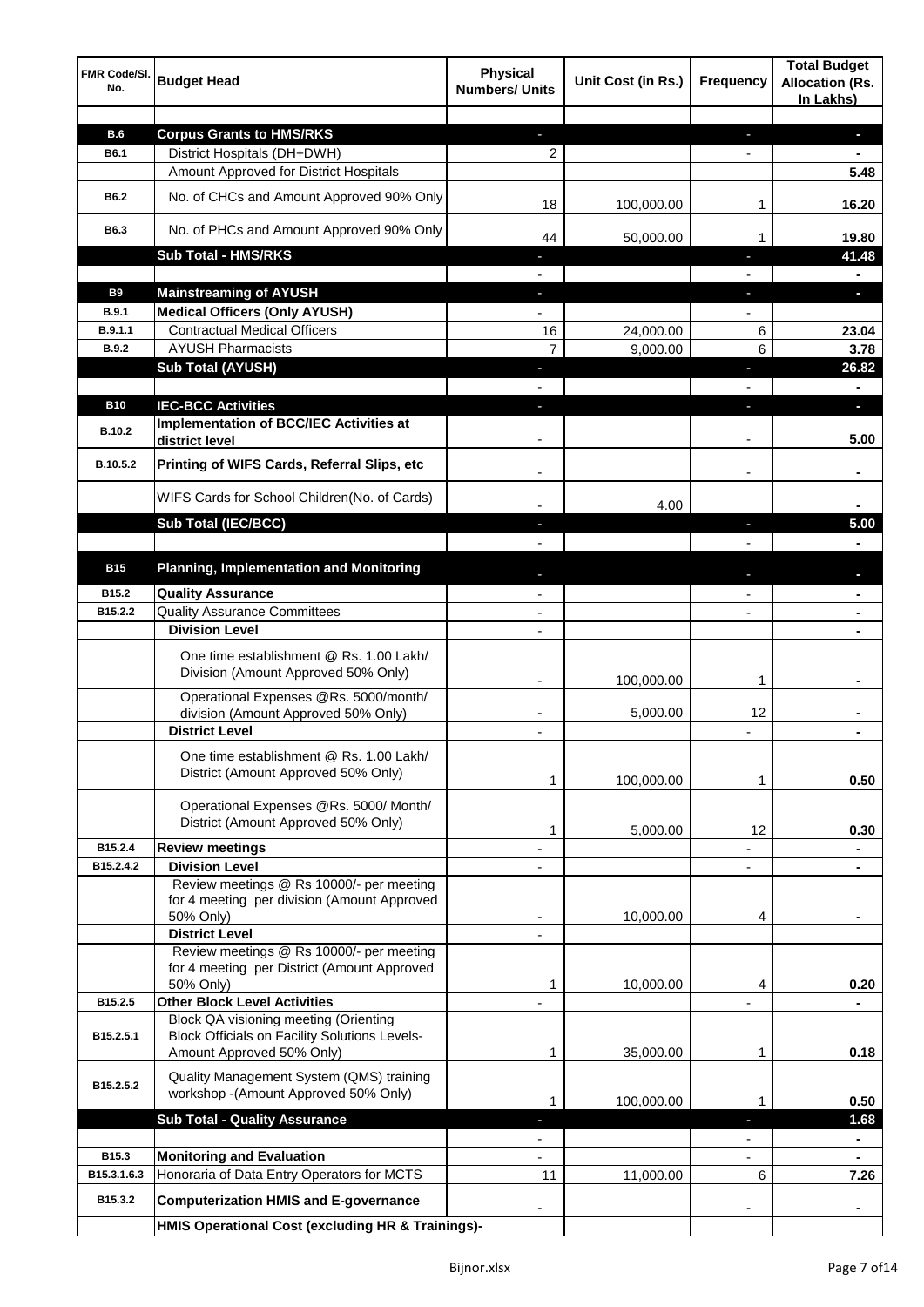| FMR Code/Sl. No. | Budget Head | Physical Numbers/ Units | Unit Cost (in Rs.) | Frequency | Total Budget Allocation (Rs. In Lakhs) |
|---|---|---|---|---|---|
| | | | | | |
| **B.6** | **Corpus Grants to HMS/RKS** | - | | - | - |
| **B6.1** | District Hospitals (DH+DWH) | 2 | | - | - |
| | Amount Approved for District Hospitals | | | | **5.48** |
| **B6.2** | No. of CHCs and Amount Approved 90% Only | 18 | 100,000.00 | 1 | **16.20** |
| **B6.3** | No. of PHCs and Amount Approved 90% Only | 44 | 50,000.00 | 1 | **19.80** |
| | **Sub Total - HMS/RKS** | - | | - | **41.48** |
| | | - | | - | - |
| **B9** | **Mainstreaming of AYUSH** | - | | - | - |
| **B.9.1** | **Medical Officers (Only AYUSH)** | - | | - | |
| **B.9.1.1** | Contractual Medical Officers | 16 | 24,000.00 | 6 | **23.04** |
| **B.9.2** | AYUSH Pharmacists | 7 | 9,000.00 | 6 | **3.78** |
| | **Sub Total (AYUSH)** | - | | - | **26.82** |
| | | - | | - | - |
| **B10** | **IEC-BCC Activities** | - | | - | - |
| **B.10.2** | **Implementation of BCC/IEC Activities at district level** | - | | - | **5.00** |
| **B.10.5.2** | **Printing of WIFS Cards, Referral Slips, etc** | - | | - | - |
| | WIFS Cards for School Children(No. of Cards) | - | 4.00 | | - |
| | **Sub Total (IEC/BCC)** | - | | - | **5.00** |
| | | - | | - | - |
| **B15** | **Planning, Implementation and Monitoring** | - | | - | - |
| **B15.2** | **Quality Assurance** | - | | - | - |
| **B15.2.2** | Quality Assurance Committees | - | | - | - |
| | **Division Level** | - | | | - |
| | One time establishment @ Rs. 1.00 Lakh/ Division (Amount Approved 50% Only) | - | 100,000.00 | 1 | - |
| | Operational Expenses @Rs. 5000/month/ division (Amount Approved 50% Only) | - | 5,000.00 | 12 | - |
| | **District Level** | - | | - | - |
| | One time establishment @ Rs. 1.00 Lakh/ District (Amount Approved 50% Only) | 1 | 100,000.00 | 1 | **0.50** |
| | Operational Expenses @Rs. 5000/ Month/ District (Amount Approved 50% Only) | 1 | 5,000.00 | 12 | **0.30** |
| **B15.2.4** | **Review meetings** | - | | - | - |
| **B15.2.4.2** | **Division Level** | - | | - | - |
| | Review meetings @ Rs 10000/- per meeting for 4 meeting per division (Amount Approved 50% Only) | - | 10,000.00 | 4 | - |
| | **District Level** | - | | | |
| | Review meetings @ Rs 10000/- per meeting for 4 meeting per District (Amount Approved 50% Only) | 1 | 10,000.00 | 4 | **0.20** |
| **B15.2.5** | **Other Block Level Activities** | - | | - | - |
| **B15.2.5.1** | Block QA visioning meeting (Orienting Block Officials on Facility Solutions Levels- Amount Approved 50% Only) | 1 | 35,000.00 | 1 | **0.18** |
| **B15.2.5.2** | Quality Management System (QMS) training workshop -(Amount Approved 50% Only) | 1 | 100,000.00 | 1 | **0.50** |
| | **Sub Total - Quality Assurance** | - | | - | **1.68** |
| | | - | | - | - |
| **B15.3** | **Monitoring and Evaluation** | - | | - | - |
| **B15.3.1.6.3** | Honoraria of Data Entry Operators for MCTS | 11 | 11,000.00 | 6 | **7.26** |
| **B15.3.2** | **Computerization HMIS and E-governance** | - | | - | - |
| | **HMIS Operational Cost (excluding HR & Trainings)-** | | | | |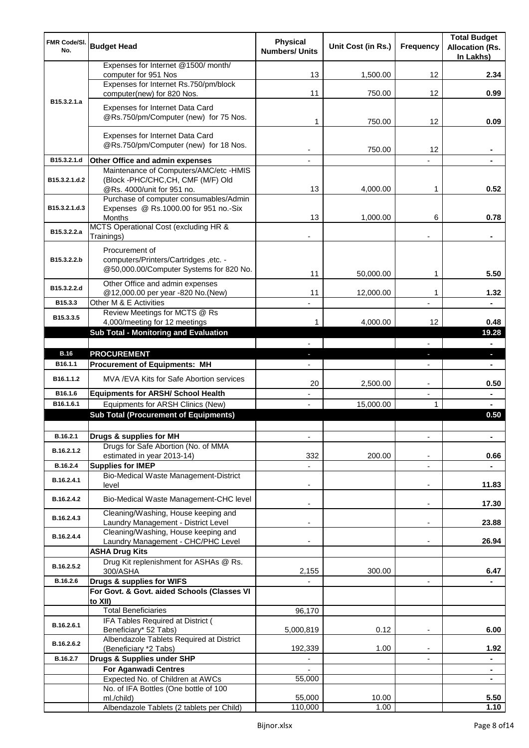| FMR Code/Sl. No. | Budget Head | Physical Numbers/ Units | Unit Cost (in Rs.) | Frequency | Total Budget Allocation (Rs. In Lakhs) |
|---|---|---|---|---|---|
| B15.3.2.1.a | Expenses for Internet @1500/ month/ computer for 951 Nos | 13 | 1,500.00 | 12 | 2.34 |
| | Expenses for Internet Rs.750/pm/block computer(new) for 820 Nos. | 11 | 750.00 | 12 | 0.99 |
| | Expenses for Internet Data Card @Rs.750/pm/Computer (new) for 75 Nos. | 1 | 750.00 | 12 | 0.09 |
| | Expenses for Internet Data Card @Rs.750/pm/Computer (new) for 18 Nos. | - | 750.00 | 12 | - |
| B15.3.2.1.d | **Other Office and admin expenses** | - | | - | - |
| B15.3.2.1.d.2 | Maintenance of Computers/AMC/etc -HMIS (Block -PHC/CHC,CH, CMF (M/F) Old @Rs. 4000/unit for 951 no. | 13 | 4,000.00 | 1 | 0.52 |
| B15.3.2.1.d.3 | Purchase of computer consumables/Admin Expenses @ Rs.1000.00 for 951 no.-Six Months | 13 | 1,000.00 | 6 | 0.78 |
| B15.3.2.2.a | MCTS Operational Cost (excluding HR & Trainings) | - | | - | - |
| B15.3.2.2.b | Procurement of computers/Printers/Cartridges ,etc. - @50,000.00/Computer Systems for 820 No. | 11 | 50,000.00 | 1 | 5.50 |
| B15.3.2.2.d | Other Office and admin expenses @12,000.00 per year -820 No.(New) | 11 | 12,000.00 | 1 | 1.32 |
| B15.3.3 | Other M & E Activities | - | | - | - |
| B15.3.3.5 | Review Meetings for MCTS @ Rs 4,000/meeting for 12 meetings | 1 | 4,000.00 | 12 | 0.48 |
| | **Sub Total - Monitoring and Evaluation** | | | | **19.28** |
| | | - | | - | - |
| **B.16** | **PROCUREMENT** | - | | - | - |
| B16.1.1 | **Procurement of Equipments: MH** | - | | - | - |
| B16.1.1.2 | MVA /EVA Kits for Safe Abortion services | 20 | 2,500.00 | - | 0.50 |
| B16.1.6 | **Equipments for ARSH/ School Health** | - | | - | - |
| B16.1.6.1 | Equipments for ARSH Clinics (New) | - | 15,000.00 | 1 | - |
| | **Sub Total (Procurement of Equipments)** | | | | **0.50** |
| | | | | | |
| B.16.2.1 | **Drugs & supplies for MH** | - | | - | - |
| B.16.2.1.2 | Drugs for Safe Abortion (No. of MMA estimated in year 2013-14) | 332 | 200.00 | - | 0.66 |
| B.16.2.4 | **Supplies for IMEP** | - | | - | - |
| B.16.2.4.1 | Bio-Medical Waste Management-District level | - | | - | 11.83 |
| B.16.2.4.2 | Bio-Medical Waste Management-CHC level | - | | - | 17.30 |
| B.16.2.4.3 | Cleaning/Washing, House keeping and Laundry Management - District Level | - | | - | 23.88 |
| B.16.2.4.4 | Cleaning/Washing, House keeping and Laundry Management - CHC/PHC Level | - | | - | 26.94 |
| | **ASHA Drug Kits** | | | | |
| B.16.2.5.2 | Drug Kit replenishment for ASHAs @ Rs. 300/ASHA | 2,155 | 300.00 | | 6.47 |
| B.16.2.6 | **Drugs & supplies for WIFS** | - | | - | - |
| | **For Govt. & Govt. aided Schools (Classes VI to XII)** | | | | |
| | Total Beneficiaries | 96,170 | | | |
| B.16.2.6.1 | IFA Tables Required at District ( Beneficiary* 52 Tabs) | 5,000,819 | 0.12 | - | 6.00 |
| B.16.2.6.2 | Albendazole Tablets Required at District (Beneficiary *2 Tabs) | 192,339 | 1.00 | - | 1.92 |
| B.16.2.7 | **Drugs & Supplies under SHP** | - | | - | - |
| | **For Aganwadi Centres** | - | | | - |
| | Expected No. of Children at AWCs | 55,000 | | | - |
| | No. of IFA Bottles (One bottle of 100 ml./child) | 55,000 | 10.00 | | 5.50 |
| | Albendazole Tablets (2 tablets per Child) | 110,000 | 1.00 | | 1.10 |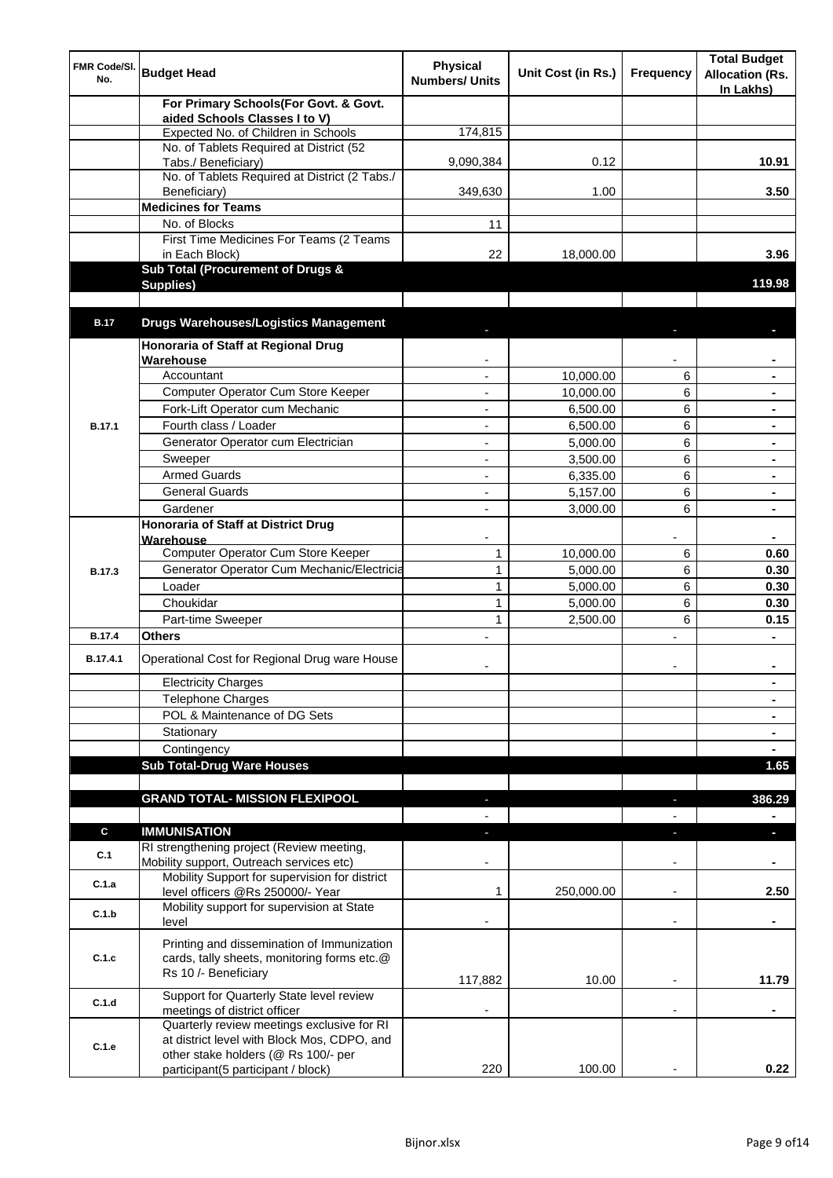| FMR Code/Sl. No. | Budget Head | Physical Numbers/ Units | Unit Cost (in Rs.) | Frequency | Total Budget Allocation (Rs. In Lakhs) |
|---|---|---|---|---|---|
| | **For Primary Schools(For Govt. & Govt. aided Schools Classes I to V)** | | | | |
| | Expected No. of Children in Schools | 174,815 | | | |
| | No. of Tablets Required at District (52 Tabs./ Beneficiary) | 9,090,384 | 0.12 | | **10.91** |
| | No. of Tablets Required at District (2 Tabs./ Beneficiary) | 349,630 | 1.00 | | **3.50** |
| | **Medicines for Teams** | | | | |
| | No. of Blocks | 11 | | | |
| | First Time Medicines For Teams (2 Teams in Each Block) | 22 | 18,000.00 | | **3.96** |
| | **Sub Total (Procurement of Drugs & Supplies)** | | | | **119.98** |
| | | | | | |
| **B.17** | **Drugs Warehouses/Logistics Management** | - | | - | **-** |
| | **Honoraria of Staff at Regional Drug Warehouse** | - | | - | **-** |
| B.17.1 | Accountant | - | 10,000.00 | 6 | **-** |
| | Computer Operator Cum Store Keeper | - | 10,000.00 | 6 | **-** |
| | Fork-Lift Operator cum Mechanic | - | 6,500.00 | 6 | **-** |
| | Fourth class / Loader | - | 6,500.00 | 6 | **-** |
| | Generator Operator cum Electrician | - | 5,000.00 | 6 | **-** |
| | Sweeper | - | 3,500.00 | 6 | **-** |
| | Armed Guards | - | 6,335.00 | 6 | **-** |
| | General Guards | - | 5,157.00 | 6 | **-** |
| | Gardener | - | 3,000.00 | 6 | **-** |
| | **Honoraria of Staff at District Drug Warehouse** | - | | - | **-** |
| B.17.3 | Computer Operator Cum Store Keeper | 1 | 10,000.00 | 6 | **0.60** |
| | Generator Operator Cum Mechanic/Electricia | 1 | 5,000.00 | 6 | **0.30** |
| | Loader | 1 | 5,000.00 | 6 | **0.30** |
| | Choukidar | 1 | 5,000.00 | 6 | **0.30** |
| | Part-time Sweeper | 1 | 2,500.00 | 6 | **0.15** |
| **B.17.4** | **Others** | - | | - | **-** |
| **B.17.4.1** | Operational Cost for Regional Drug ware House | - | | - | **-** |
| | Electricity Charges | | | | **-** |
| | Telephone Charges | | | | **-** |
| | POL & Maintenance of DG Sets | | | | **-** |
| | Stationary | | | | **-** |
| | Contingency | | | | **-** |
| | **Sub Total-Drug Ware Houses** | | | | **1.65** |
| | | | | | |
| | **GRAND TOTAL- MISSION FLEXIPOOL** | - | | - | **386.29** |
| | | - | | - | **-** |
| **C** | **IMMUNISATION** | - | | - | **-** |
| **C.1** | RI strengthening project (Review meeting, Mobility support, Outreach services etc) | - | | - | **-** |
| **C.1.a** | Mobility Support for supervision for district level officers @Rs 250000/- Year | 1 | 250,000.00 | - | **2.50** |
| **C.1.b** | Mobility support for supervision at State level | - | | - | **-** |
| **C.1.c** | Printing and dissemination of Immunization cards, tally sheets, monitoring forms etc.@ Rs 10 /- Beneficiary | 117,882 | 10.00 | - | **11.79** |
| **C.1.d** | Support for Quarterly State level review meetings of district officer | - | | - | **-** |
| **C.1.e** | Quarterly review meetings exclusive for RI at district level with Block Mos, CDPO, and other stake holders (@ Rs 100/- per participant(5 participant / block) | 220 | 100.00 | - | **0.22** |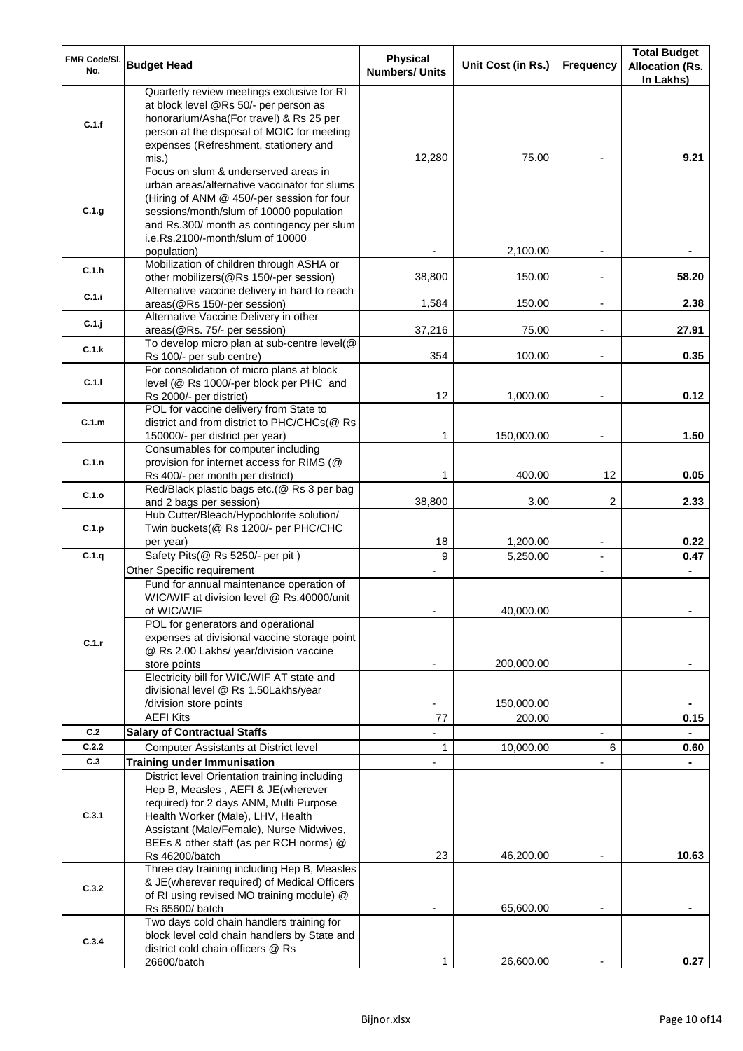| FMR Code/Sl. No. | Budget Head | Physical Numbers/ Units | Unit Cost (in Rs.) | Frequency | Total Budget Allocation (Rs. In Lakhs) |
|---|---|---|---|---|---|
| C.1.f | Quarterly review meetings exclusive for RI at block level @Rs 50/- per person as honorarium/Asha(For travel) & Rs 25 per person at the disposal of MOIC for meeting expenses (Refreshment, stationery and mis.) | 12,280 | 75.00 | - | 9.21 |
| C.1.g | Focus on slum & underserved areas in urban areas/alternative vaccinator for slums (Hiring of ANM @ 450/-per session for four sessions/month/slum of 10000 population and Rs.300/ month as contingency per slum i.e.Rs.2100/-month/slum of 10000 population) | - | 2,100.00 | - | - |
| C.1.h | Mobilization of children through ASHA or other mobilizers(@Rs 150/-per session) | 38,800 | 150.00 | - | 58.20 |
| C.1.i | Alternative vaccine delivery in hard to reach areas(@Rs 150/-per session) | 1,584 | 150.00 | - | 2.38 |
| C.1.j | Alternative Vaccine Delivery in other areas(@Rs. 75/- per session) | 37,216 | 75.00 | - | 27.91 |
| C.1.k | To develop micro plan at sub-centre level(@ Rs 100/- per sub centre) | 354 | 100.00 | - | 0.35 |
| C.1.l | For consolidation of micro plans at block level (@ Rs 1000/-per block per PHC and Rs 2000/- per district) | 12 | 1,000.00 | - | 0.12 |
| C.1.m | POL for vaccine delivery from State to district and from district to PHC/CHCs(@ Rs 150000/- per district per year) | 1 | 150,000.00 | - | 1.50 |
| C.1.n | Consumables for computer including provision for internet access for RIMS (@ Rs 400/- per month per district) | 1 | 400.00 | 12 | 0.05 |
| C.1.o | Red/Black plastic bags etc.(@ Rs 3 per bag and 2 bags per session) | 38,800 | 3.00 | 2 | 2.33 |
| C.1.p | Hub Cutter/Bleach/Hypochlorite solution/ Twin buckets(@ Rs 1200/- per PHC/CHC per year) | 18 | 1,200.00 | - | 0.22 |
| C.1.q | Safety Pits(@ Rs 5250/- per pit ) | 9 | 5,250.00 | - | 0.47 |
| C.1.r | Other Specific requirement | - | | - | - |
| | Fund for annual maintenance operation of WIC/WIF at division level @ Rs.40000/unit of WIC/WIF | - | 40,000.00 | | - |
| | POL for generators and operational expenses at divisional vaccine storage point @ Rs 2.00 Lakhs/ year/division vaccine store points | - | 200,000.00 | | - |
| | Electricity bill for WIC/WIF AT state and divisional level @ Rs 1.50Lakhs/year /division store points | - | 150,000.00 | | - |
| | AEFI Kits | 77 | 200.00 | | 0.15 |
| C.2 | **Salary of Contractual Staffs** | - | | - | - |
| C.2.2 | Computer Assistants at District level | 1 | 10,000.00 | 6 | 0.60 |
| C.3 | **Training under Immunisation** | - | | - | - |
| C.3.1 | District level Orientation training including Hep B, Measles , AEFI & JE(wherever required) for 2 days ANM, Multi Purpose Health Worker (Male), LHV, Health Assistant (Male/Female), Nurse Midwives, BEEs & other staff (as per RCH norms) @ Rs 46200/batch | 23 | 46,200.00 | - | 10.63 |
| C.3.2 | Three day training including Hep B, Measles & JE(wherever required) of Medical Officers of RI using revised MO training module) @ Rs 65600/ batch | - | 65,600.00 | - | - |
| C.3.4 | Two days cold chain handlers training for block level cold chain handlers by State and district cold chain officers @ Rs 26600/batch | 1 | 26,600.00 | - | 0.27 |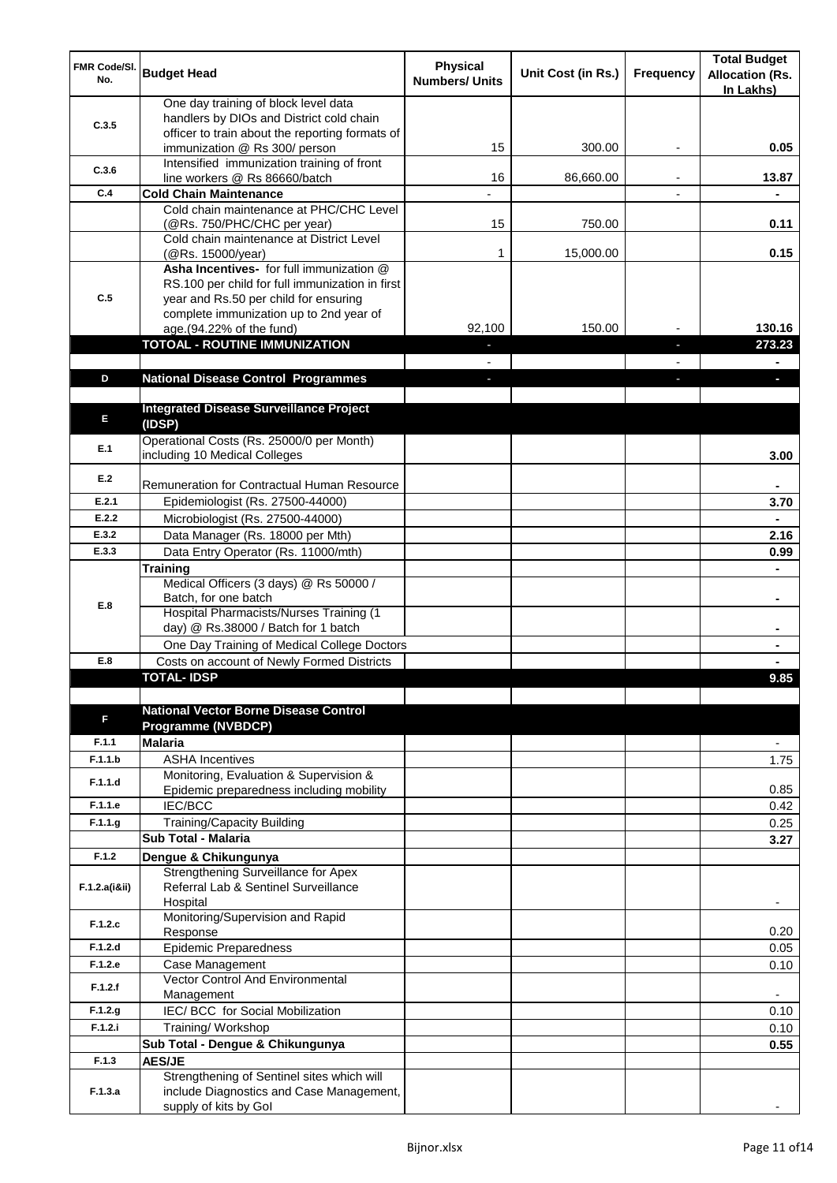| FMR Code/Sl. No. | Budget Head | Physical Numbers/ Units | Unit Cost (in Rs.) | Frequency | Total Budget Allocation (Rs. In Lakhs) |
|---|---|---|---|---|---|
| C.3.5 | One day training of block level data handlers by DIOs and District cold chain officer to train about the reporting formats of immunization @ Rs 300/ person | 15 | 300.00 | - | 0.05 |
| C.3.6 | Intensified immunization training of front line workers @ Rs 86660/batch | 16 | 86,660.00 | - | 13.87 |
| C.4 | **Cold Chain Maintenance** | - | | - | - |
| | Cold chain maintenance at PHC/CHC Level (@Rs. 750/PHC/CHC per year) | 15 | 750.00 | | 0.11 |
| | Cold chain maintenance at District Level (@Rs. 15000/year) | 1 | 15,000.00 | | 0.15 |
| C.5 | **Asha Incentives-** for full immunization @ RS.100 per child for full immunization in first year and Rs.50 per child for ensuring complete immunization up to 2nd year of age.(94.22% of the fund) | 92,100 | 150.00 | - | 130.16 |
| | **TOTOAL - ROUTINE IMMUNIZATION** | - | | - | **273.23** |
| | | - | | - | - |
| **D** | **National Disease Control Programmes** | - | | - | - |
| | | | | | |
| **E** | **Integrated Disease Surveillance Project (IDSP)** | | | | |
| E.1 | Operational Costs (Rs. 25000/0 per Month) including 10 Medical Colleges | | | | 3.00 |
| E.2 | Remuneration for Contractual Human Resource | | | | - |
| E.2.1 | Epidemiologist (Rs. 27500-44000) | | | | 3.70 |
| E.2.2 | Microbiologist (Rs. 27500-44000) | | | | - |
| E.3.2 | Data Manager (Rs. 18000 per Mth) | | | | 2.16 |
| E.3.3 | Data Entry Operator (Rs. 11000/mth) | | | | 0.99 |
| E.8 | **Training** | | | | - |
| | Medical Officers (3 days) @ Rs 50000 / Batch, for one batch | | | | - |
| | Hospital Pharmacists/Nurses Training (1 day) @ Rs.38000 / Batch for 1 batch | | | | - |
| | One Day Training of Medical College Doctors | | | | - |
| E.8 | Costs on account of Newly Formed Districts | | | | - |
| | **TOTAL- IDSP** | | | | **9.85** |
| | | | | | |
| **F** | **National Vector Borne Disease Control Programme (NVBDCP)** | | | | |
| F.1.1 | **Malaria** | | | | - |
| F.1.1.b | ASHA Incentives | | | | 1.75 |
| F.1.1.d | Monitoring, Evaluation & Supervision & Epidemic preparedness including mobility | | | | 0.85 |
| F.1.1.e | IEC/BCC | | | | 0.42 |
| F.1.1.g | Training/Capacity Building | | | | 0.25 |
| | **Sub Total - Malaria** | | | | **3.27** |
| F.1.2 | **Dengue & Chikungunya** | | | | |
| F.1.2.a(i&ii) | Strengthening Surveillance for Apex Referral Lab & Sentinel Surveillance Hospital | | | | - |
| F.1.2.c | Monitoring/Supervision and Rapid Response | | | | 0.20 |
| F.1.2.d | Epidemic Preparedness | | | | 0.05 |
| F.1.2.e | Case Management | | | | 0.10 |
| F.1.2.f | Vector Control And Environmental Management | | | | - |
| F.1.2.g | IEC/ BCC for Social Mobilization | | | | 0.10 |
| F.1.2.i | Training/ Workshop | | | | 0.10 |
| | **Sub Total - Dengue & Chikungunya** | | | | **0.55** |
| F.1.3 | **AES/JE** | | | | |
| F.1.3.a | Strengthening of Sentinel sites which will include Diagnostics and Case Management, supply of kits by GoI | | | | - |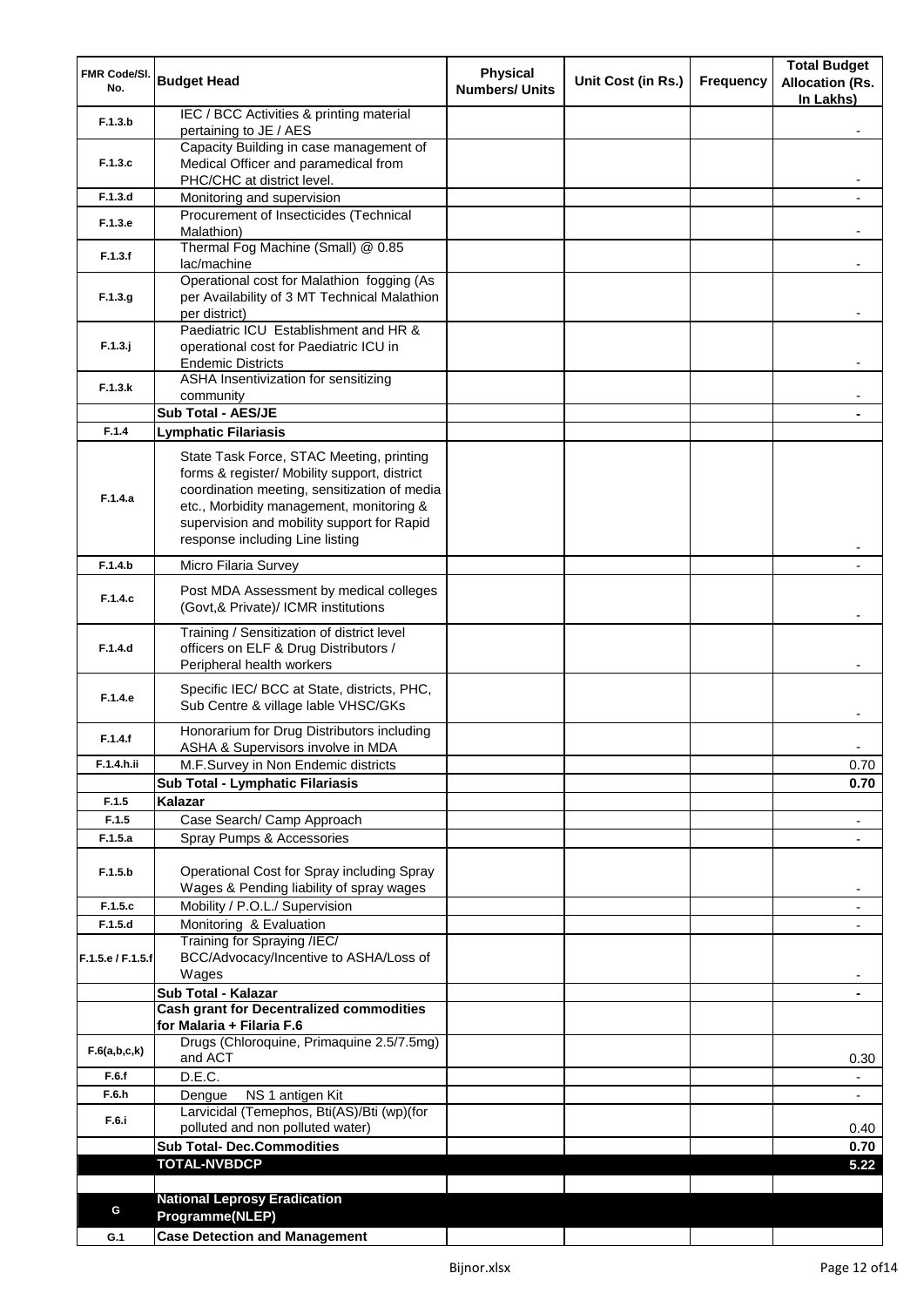| FMR Code/Sl. No. | Budget Head | Physical Numbers/ Units | Unit Cost (in Rs.) | Frequency | Total Budget Allocation (Rs. In Lakhs) |
|---|---|---|---|---|---|
| F.1.3.b | IEC / BCC Activities & printing material pertaining to JE / AES | | | | - |
| F.1.3.c | Capacity Building in case management of Medical Officer and paramedical from PHC/CHC at district level. | | | | - |
| F.1.3.d | Monitoring and supervision | | | | - |
| F.1.3.e | Procurement of Insecticides (Technical Malathion) | | | | - |
| F.1.3.f | Thermal Fog Machine (Small) @ 0.85 lac/machine | | | | - |
| F.1.3.g | Operational cost for Malathion fogging (As per Availability of 3 MT Technical Malathion per district) | | | | - |
| F.1.3.j | Paediatric ICU Establishment and HR & operational cost for Paediatric ICU in Endemic Districts | | | | - |
| F.1.3.k | ASHA Insentivization for sensitizing community | | | | - |
| | **Sub Total - AES/JE** | | | | **-** |
| F.1.4 | **Lymphatic Filariasis** | | | | |
| F.1.4.a | State Task Force, STAC Meeting, printing forms & register/ Mobility support, district coordination meeting, sensitization of media etc., Morbidity management, monitoring & supervision and mobility support for Rapid response including Line listing | | | | - |
| F.1.4.b | Micro Filaria Survey | | | | - |
| F.1.4.c | Post MDA Assessment by medical colleges (Govt,& Private)/ ICMR institutions | | | | - |
| F.1.4.d | Training / Sensitization of district level officers on ELF & Drug Distributors / Peripheral health workers | | | | - |
| F.1.4.e | Specific IEC/ BCC at State, districts, PHC, Sub Centre & village lable VHSC/GKs | | | | - |
| F.1.4.f | Honorarium for Drug Distributors including ASHA & Supervisors involve in MDA | | | | - |
| F.1.4.h.ii | M.F.Survey in Non Endemic districts | | | | 0.70 |
| | **Sub Total - Lymphatic Filariasis** | | | | **0.70** |
| F.1.5 | **Kalazar** | | | | |
| F.1.5 | Case Search/ Camp Approach | | | | - |
| F.1.5.a | Spray Pumps & Accessories | | | | - |
| F.1.5.b | Operational Cost for Spray including Spray Wages & Pending liability of spray wages | | | | - |
| F.1.5.c | Mobility / P.O.L./ Supervision | | | | - |
| F.1.5.d | Monitoring & Evaluation | | | | - |
| F.1.5.e / F.1.5.f | Training for Spraying /IEC/ BCC/Advocacy/Incentive to ASHA/Loss of Wages | | | | - |
| | **Sub Total - Kalazar** | | | | **-** |
| | **Cash grant for Decentralized commodities for Malaria + Filaria F.6** | | | | |
| F.6(a,b,c,k) | Drugs (Chloroquine, Primaquine 2.5/7.5mg) and ACT | | | | 0.30 |
| F.6.f | D.E.C. | | | | - |
| F.6.h | Dengue NS 1 antigen Kit | | | | - |
| F.6.i | Larvicidal (Temephos, Bti(AS)/Bti (wp)(for polluted and non polluted water) | | | | 0.40 |
| | **Sub Total- Dec.Commodities** | | | | **0.70** |
| | **TOTAL-NVBDCP** | | | | **5.22** |
| | | | | | |
| G | **National Leprosy Eradication Programme(NLEP)** | | | | |
| G.1 | **Case Detection and Management** | | | | |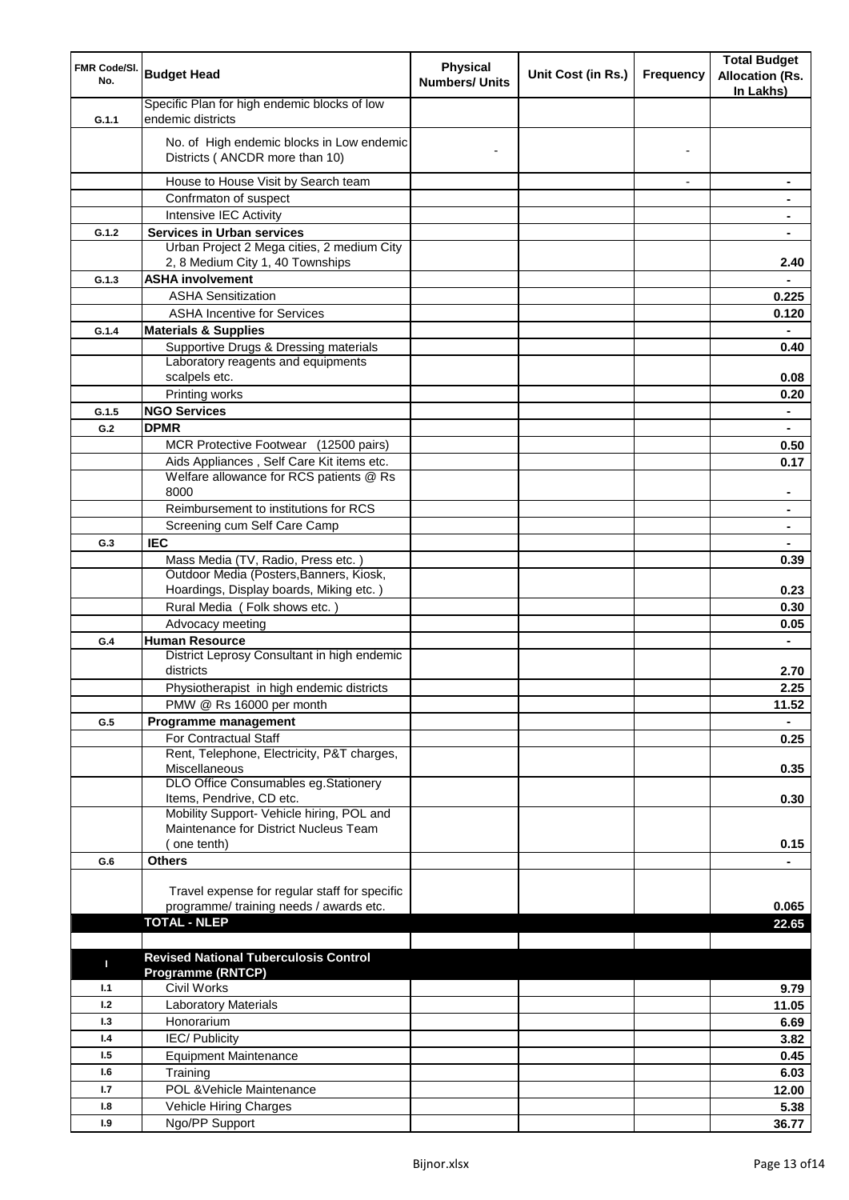| FMR Code/Sl. No. | Budget Head | Physical Numbers/ Units | Unit Cost (in Rs.) | Frequency | Total Budget Allocation (Rs. In Lakhs) |
|---|---|---|---|---|---|
| G.1.1 | Specific Plan for high endemic blocks of low endemic districts | | | | |
| | No. of High endemic blocks in Low endemic Districts ( ANCDR more than 10) | - | | - | |
| | House to House Visit by Search team | | | - | - |
| | Confrmaton of suspect | | | | - |
| | Intensive IEC Activity | | | | - |
| G.1.2 | **Services in Urban services** | | | | - |
| | Urban Project 2 Mega cities, 2 medium City 2, 8 Medium City 1, 40 Townships | | | | 2.40 |
| G.1.3 | **ASHA involvement** | | | | - |
| | ASHA Sensitization | | | | 0.225 |
| | ASHA Incentive for Services | | | | 0.120 |
| G.1.4 | **Materials & Supplies** | | | | - |
| | Supportive Drugs & Dressing materials | | | | 0.40 |
| | Laboratory reagents and equipments scalpels etc. | | | | 0.08 |
| | Printing works | | | | 0.20 |
| G.1.5 | **NGO Services** | | | | - |
| G.2 | **DPMR** | | | | - |
| | MCR Protective Footwear (12500 pairs) | | | | 0.50 |
| | Aids Appliances , Self Care Kit items etc. | | | | 0.17 |
| | Welfare allowance for RCS patients @ Rs 8000 | | | | - |
| | Reimbursement to institutions for RCS | | | | - |
| | Screening cum Self Care Camp | | | | - |
| G.3 | **IEC** | | | | - |
| | Mass Media (TV, Radio, Press etc. ) | | | | 0.39 |
| | Outdoor Media (Posters,Banners, Kiosk, Hoardings, Display boards, Miking etc. ) | | | | 0.23 |
| | Rural Media ( Folk shows etc. ) | | | | 0.30 |
| | Advocacy meeting | | | | 0.05 |
| G.4 | **Human Resource** | | | | - |
| | District Leprosy Consultant in high endemic districts | | | | 2.70 |
| | Physiotherapist in high endemic districts | | | | 2.25 |
| | PMW @ Rs 16000 per month | | | | 11.52 |
| G.5 | **Programme management** | | | | - |
| | For Contractual Staff | | | | 0.25 |
| | Rent, Telephone, Electricity, P&T charges, Miscellaneous | | | | 0.35 |
| | DLO Office Consumables eg.Stationery Items, Pendrive, CD etc. | | | | 0.30 |
| | Mobility Support- Vehicle hiring, POL and Maintenance for District Nucleus Team ( one tenth) | | | | 0.15 |
| G.6 | **Others** | | | | - |
| | Travel expense for regular staff for specific programme/ training needs / awards etc. | | | | 0.065 |
| | **TOTAL - NLEP** | | | | **22.65** |
| | | | | | |
| I | **Revised National Tuberculosis Control Programme (RNTCP)** | | | | |
| I.1 | Civil Works | | | | 9.79 |
| I.2 | Laboratory Materials | | | | 11.05 |
| I.3 | Honorarium | | | | 6.69 |
| I.4 | IEC/ Publicity | | | | 3.82 |
| I.5 | Equipment Maintenance | | | | 0.45 |
| I.6 | Training | | | | 6.03 |
| I.7 | POL &Vehicle Maintenance | | | | 12.00 |
| I.8 | Vehicle Hiring Charges | | | | 5.38 |
| I.9 | Ngo/PP Support | | | | 36.77 |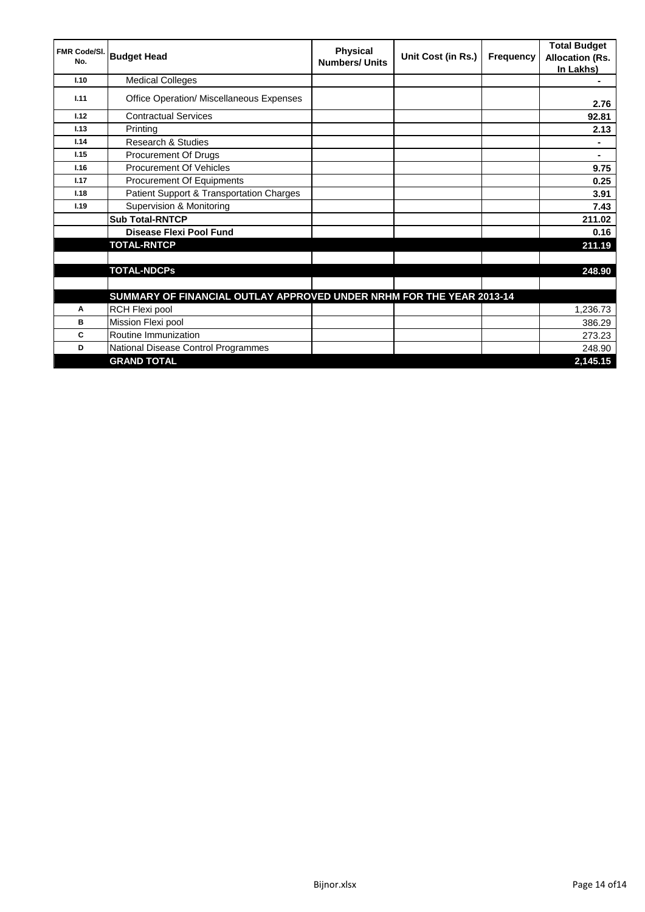| FMR Code/Sl. No. | Budget Head | Physical Numbers/ Units | Unit Cost (in Rs.) | Frequency | Total Budget Allocation (Rs. In Lakhs) |
|---|---|---|---|---|---|
| I.10 | Medical Colleges | | | | - |
| I.11 | Office Operation/ Miscellaneous Expenses | | | | 2.76 |
| I.12 | Contractual Services | | | | 92.81 |
| I.13 | Printing | | | | 2.13 |
| I.14 | Research & Studies | | | | - |
| I.15 | Procurement Of Drugs | | | | - |
| I.16 | Procurement Of Vehicles | | | | 9.75 |
| I.17 | Procurement Of Equipments | | | | 0.25 |
| I.18 | Patient Support & Transportation Charges | | | | 3.91 |
| I.19 | Supervision & Monitoring | | | | 7.43 |
| | **Sub Total-RNTCP** | | | | **211.02** |
| | **Disease Flexi Pool Fund** | | | | **0.16** |
| | **TOTAL-RNTCP** | | | | **211.19** |
| | | | | | |
| | **TOTAL-NDCPs** | | | | **248.90** |
| | | | | | |
| | **SUMMARY OF FINANCIAL OUTLAY APPROVED UNDER NRHM FOR THE YEAR 2013-14** | | | | |
| A | RCH Flexi pool | | | | 1,236.73 |
| B | Mission Flexi pool | | | | 386.29 |
| C | Routine Immunization | | | | 273.23 |
| D | National Disease Control Programmes | | | | 248.90 |
| | **GRAND TOTAL** | | | | **2,145.15** |

Bijnor.xlsx